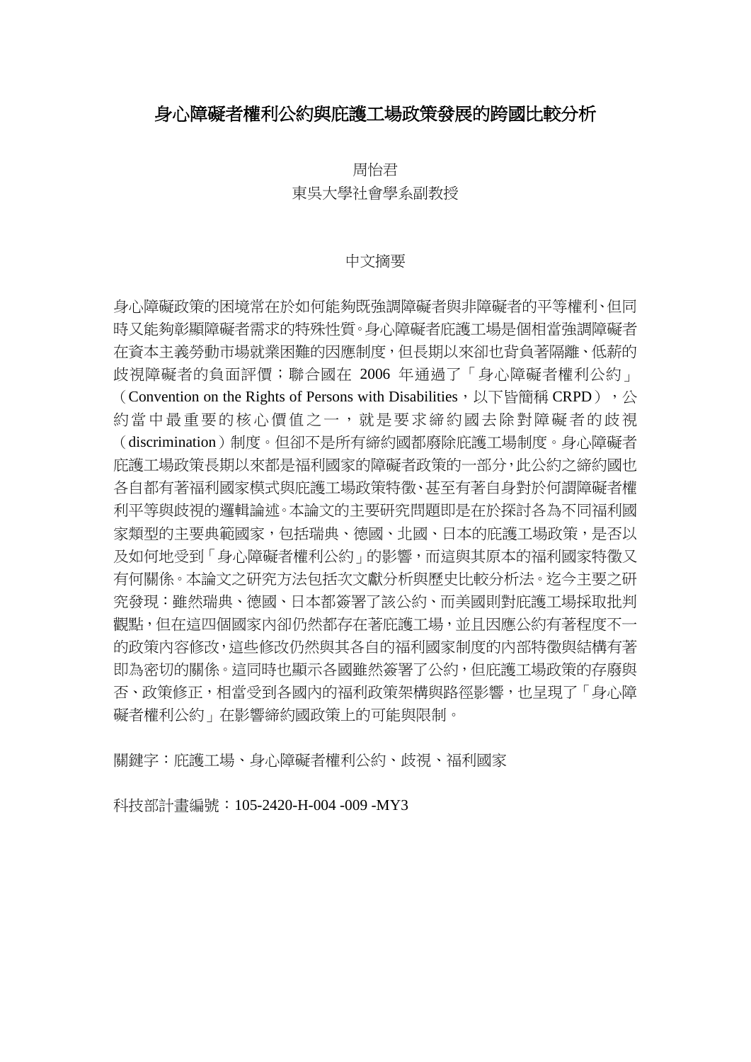# 身心障礙者權利公約與庇護工場政策發展的跨國比較分析

周怡君

東吳大學社會學系副教授

## 中文摘要

身心障礙政策的困境常在於如何能夠既強調障礙者與非障礙者的平等權利、但同時又能夠彰顯障礙者需求的特殊性質。身心障礙者庇護工場是個相當強調障礙者在資本主義勞動市場就業困難的因應制度，但長期以來卻也背負著隔離、低薪的歧視障礙者的負面評價；聯合國在 2006 年通過了「身心障礙者權利公約」（Convention on the Rights of Persons with Disabilities，以下皆簡稱 CRPD），公約當中最重要的核心價值之一，就是要求締約國去除對障礙者的歧視（discrimination）制度。但卻不是所有締約國都廢除庇護工場制度。身心障礙者庇護工場政策長期以來都是福利國家的障礙者政策的一部分，此公約之締約國也各自都有著福利國家模式與庇護工場政策特徵、甚至有著自身對於何謂障礙者權利平等與歧視的邏輯論述。本論文的主要研究問題即是在於探討各為不同福利國家類型的主要典範國家，包括瑞典、德國、北國、日本的庇護工場政策，是否以及如何地受到「身心障礙者權利公約」的影響，而這與其原本的福利國家特徵又有何關係。本論文之研究方法包括次文獻分析與歷史比較分析法。迄今主要之研究發現：雖然瑞典、德國、日本都簽署了該公約、而美國則對庇護工場採取批判觀點，但在這四個國家內卻仍然都存在著庇護工場，並且因應公約有著程度不一的政策內容修改，這些修改仍然與其各自的福利國家制度的內部特徵與結構有著即為密切的關係。這同時也顯示各國雖然簽署了公約，但庇護工場政策的存廢與否、政策修正，相當受到各國內的福利政策架構與路徑影響，也呈現了「身心障礙者權利公約」在影響締約國政策上的可能與限制。

關鍵字：庇護工場、身心障礙者權利公約、歧視、福利國家

科技部計畫編號：105-2420-H-004 -009 -MY3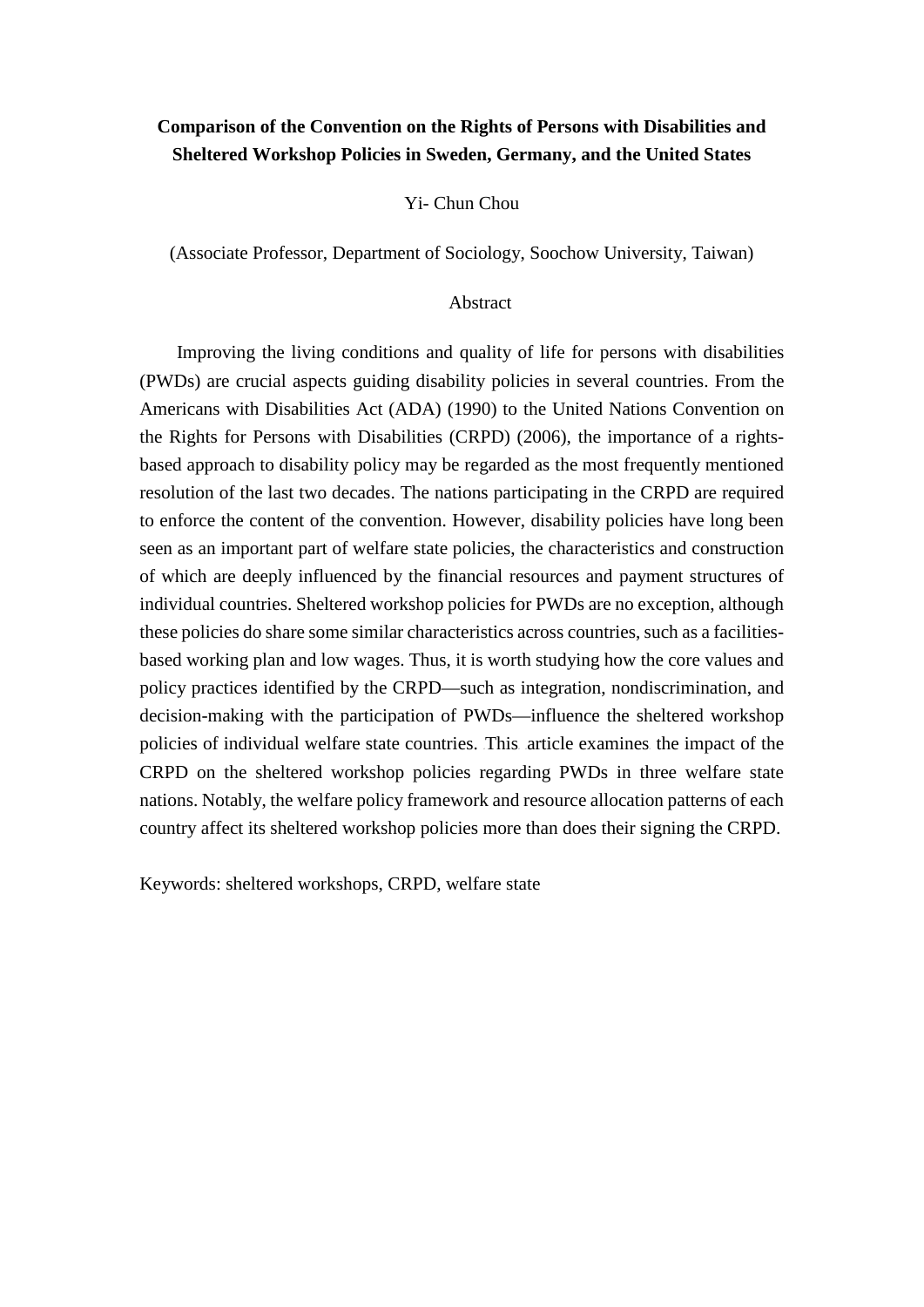**Comparison of the Convention on the Rights of Persons with Disabilities and Sheltered Workshop Policies in Sweden, Germany, and the United States**

Yi- Chun Chou

(Associate Professor, Department of Sociology, Soochow University, Taiwan)

Abstract

Improving the living conditions and quality of life for persons with disabilities (PWDs) are crucial aspects guiding disability policies in several countries. From the Americans with Disabilities Act (ADA) (1990) to the United Nations Convention on the Rights for Persons with Disabilities (CRPD) (2006), the importance of a rights-based approach to disability policy may be regarded as the most frequently mentioned resolution of the last two decades. The nations participating in the CRPD are required to enforce the content of the convention. However, disability policies have long been seen as an important part of welfare state policies, the characteristics and construction of which are deeply influenced by the financial resources and payment structures of individual countries. Sheltered workshop policies for PWDs are no exception, although these policies do share some similar characteristics across countries, such as a facilities-based working plan and low wages. Thus, it is worth studying how the core values and policy practices identified by the CRPD—such as integration, nondiscrimination, and decision-making with the participation of PWDs—influence the sheltered workshop policies of individual welfare state countries. This article examines the impact of the CRPD on the sheltered workshop policies regarding PWDs in three welfare state nations. Notably, the welfare policy framework and resource allocation patterns of each country affect its sheltered workshop policies more than does their signing the CRPD.

Keywords: sheltered workshops, CRPD, welfare state